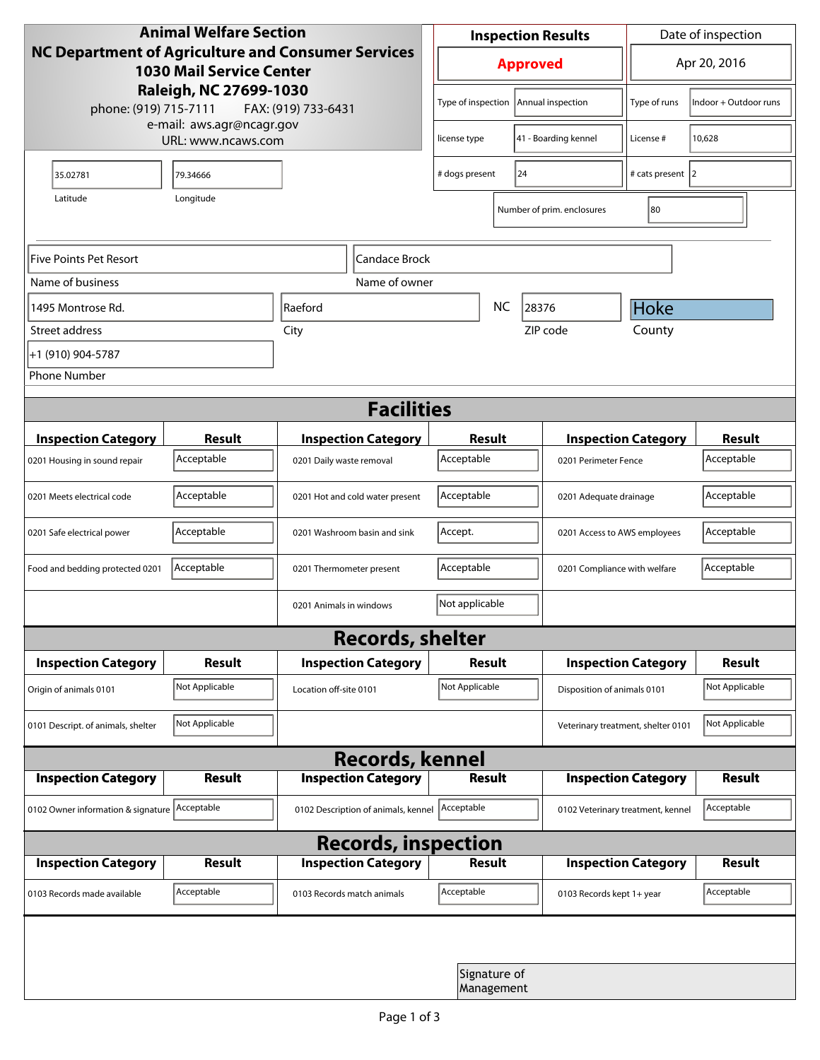**Animal Welfare Section**
**NC Department of Agriculture and Consumer Services**
**1030 Mail Service Center**
**Raleigh, NC 27699-1030**
phone: (919) 715-7111 FAX: (919) 733-6431
e-mail: aws.agr@ncagr.gov
URL: www.ncaws.com

| Inspection Results | Date of inspection |
|---|---|
| **Approved** | Apr 20, 2016 |

| | | | |
|---|---|---|---|
| Type of inspection | Annual inspection | Type of runs | Indoor + Outdoor runs |
| license type | 41 - Boarding kennel | License # | 10,628 |
| # dogs present | 24 | # cats present | 2 |
| Number of prim. enclosures | 80 | | |

| Latitude | Longitude |
|---|---|
| 35.02781 | 79.34666 |

| Name of business | Name of owner |
|---|---|
| Five Points Pet Resort | Candace Brock |

| Street address | City | State | ZIP code | County |
|---|---|---|---|---|
| 1495 Montrose Rd. | Raeford | NC | 28376 | Hoke |

Phone Number: +1 (910) 904-5787

## Facilities

| Inspection Category | Result | Inspection Category | Result | Inspection Category | Result |
|---|---|---|---|---|---|
| 0201 Housing in sound repair | Acceptable | 0201 Daily waste removal | Acceptable | 0201 Perimeter Fence | Acceptable |
| 0201 Meets electrical code | Acceptable | 0201 Hot and cold water present | Acceptable | 0201 Adequate drainage | Acceptable |
| 0201 Safe electrical power | Acceptable | 0201 Washroom basin and sink | Accept. | 0201 Access to AWS employees | Acceptable |
| Food and bedding protected 0201 | Acceptable | 0201 Thermometer present | Acceptable | 0201 Compliance with welfare | Acceptable |
| | | 0201 Animals in windows | Not applicable | | |

## Records, shelter

| Inspection Category | Result | Inspection Category | Result | Inspection Category | Result |
|---|---|---|---|---|---|
| Origin of animals 0101 | Not Applicable | Location off-site 0101 | Not Applicable | Disposition of animals 0101 | Not Applicable |
| 0101 Descript. of animals, shelter | Not Applicable | | | Veterinary treatment, shelter 0101 | Not Applicable |

## Records, kennel

| Inspection Category | Result | Inspection Category | Result | Inspection Category | Result |
|---|---|---|---|---|---|
| 0102 Owner information & signature | Acceptable | 0102 Description of animals, kennel | Acceptable | 0102 Veterinary treatment, kennel | Acceptable |

## Records, inspection

| Inspection Category | Result | Inspection Category | Result | Inspection Category | Result |
|---|---|---|---|---|---|
| 0103 Records made available | Acceptable | 0103 Records match animals | Acceptable | 0103 Records kept 1+ year | Acceptable |

Signature of Management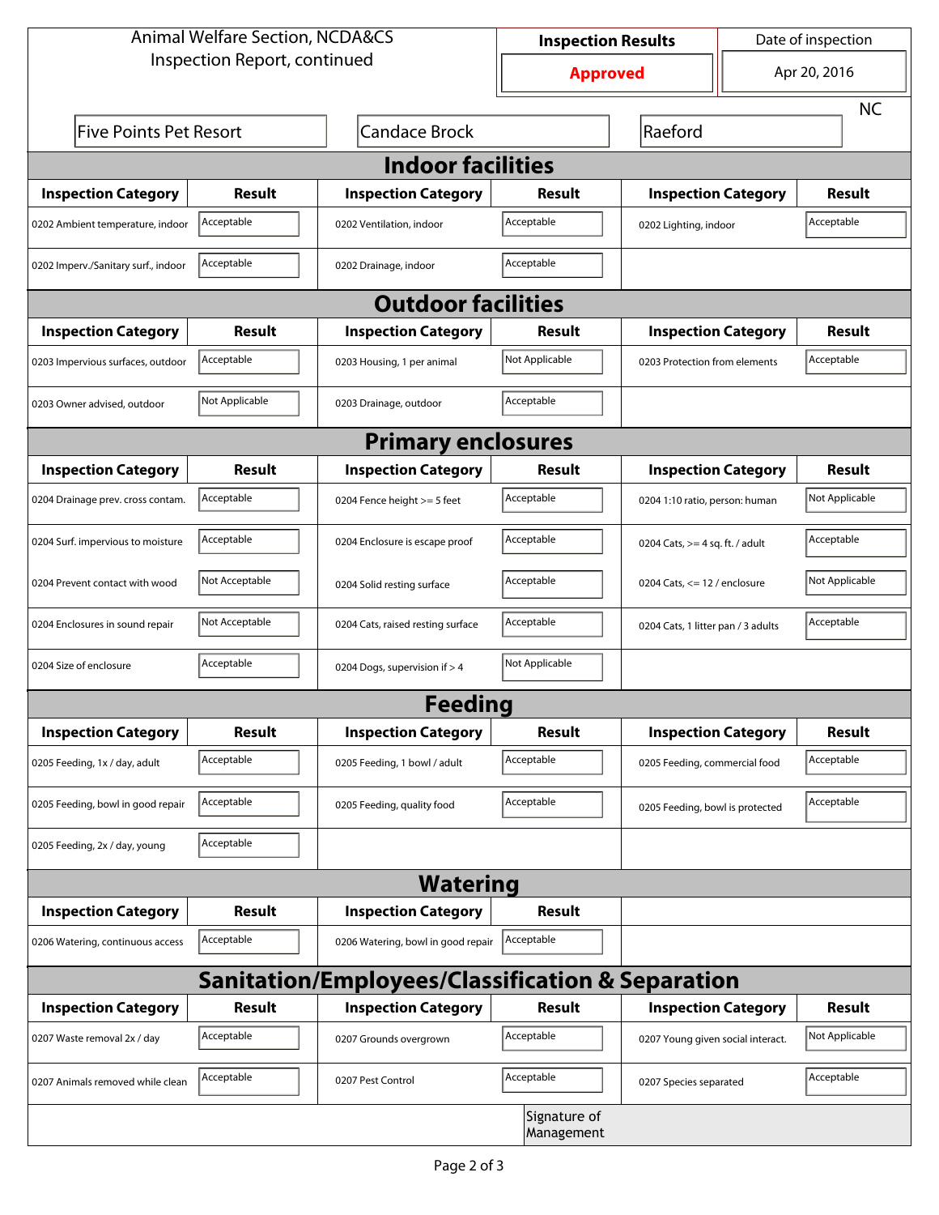Animal Welfare Section, NCDA&CS
Inspection Report, continued

| Inspection Results | Date of inspection |
|---|---|
| Approved | Apr 20, 2016 |

Five Points Pet Resort | Candace Brock | Raeford | NC

## Indoor facilities

| Inspection Category | Result | Inspection Category | Result | Inspection Category | Result |
|---|---|---|---|---|---|
| 0202 Ambient temperature, indoor | Acceptable | 0202 Ventilation, indoor | Acceptable | 0202 Lighting, indoor | Acceptable |
| 0202 Imperv./Sanitary surf., indoor | Acceptable | 0202 Drainage, indoor | Acceptable | | |

## Outdoor facilities

| Inspection Category | Result | Inspection Category | Result | Inspection Category | Result |
|---|---|---|---|---|---|
| 0203 Impervious surfaces, outdoor | Acceptable | 0203 Housing, 1 per animal | Not Applicable | 0203 Protection from elements | Acceptable |
| 0203 Owner advised, outdoor | Not Applicable | 0203 Drainage, outdoor | Acceptable | | |

## Primary enclosures

| Inspection Category | Result | Inspection Category | Result | Inspection Category | Result |
|---|---|---|---|---|---|
| 0204 Drainage prev. cross contam. | Acceptable | 0204 Fence height >= 5 feet | Acceptable | 0204 1:10 ratio, person: human | Not Applicable |
| 0204 Surf. impervious to moisture | Acceptable | 0204 Enclosure is escape proof | Acceptable | 0204 Cats, >= 4 sq. ft. / adult | Acceptable |
| 0204 Prevent contact with wood | Not Acceptable | 0204 Solid resting surface | Acceptable | 0204 Cats, <= 12 / enclosure | Not Applicable |
| 0204 Enclosures in sound repair | Not Acceptable | 0204 Cats, raised resting surface | Acceptable | 0204 Cats, 1 litter pan / 3 adults | Acceptable |
| 0204 Size of enclosure | Acceptable | 0204 Dogs, supervision if > 4 | Not Applicable | | |

## Feeding

| Inspection Category | Result | Inspection Category | Result | Inspection Category | Result |
|---|---|---|---|---|---|
| 0205 Feeding, 1x / day, adult | Acceptable | 0205 Feeding, 1 bowl / adult | Acceptable | 0205 Feeding, commercial food | Acceptable |
| 0205 Feeding, bowl in good repair | Acceptable | 0205 Feeding, quality food | Acceptable | 0205 Feeding, bowl is protected | Acceptable |
| 0205 Feeding, 2x / day, young | Acceptable | | | | |

## Watering

| Inspection Category | Result | Inspection Category | Result |
|---|---|---|---|
| 0206 Watering, continuous access | Acceptable | 0206 Watering, bowl in good repair | Acceptable |

## Sanitation/Employees/Classification & Separation

| Inspection Category | Result | Inspection Category | Result | Inspection Category | Result |
|---|---|---|---|---|---|
| 0207 Waste removal 2x / day | Acceptable | 0207 Grounds overgrown | Acceptable | 0207 Young given social interact. | Not Applicable |
| 0207 Animals removed while clean | Acceptable | 0207 Pest Control | Acceptable | 0207 Species separated | Acceptable |

Signature of Management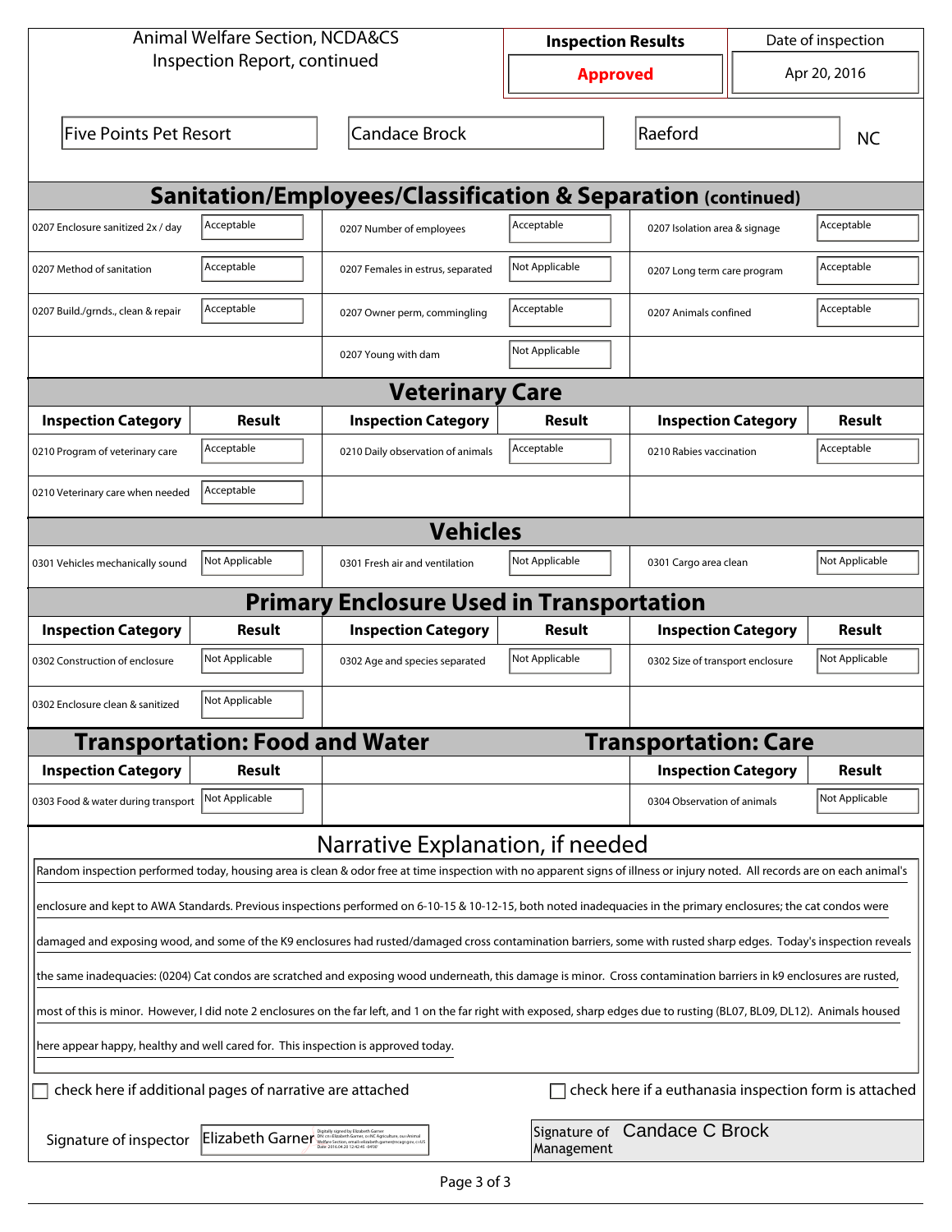Animal Welfare Section, NCDA&CS
Inspection Report, continued

| Inspection Results | Date of inspection |
|---|---|
| **Approved** | Apr 20, 2016 |

Five Points Pet Resort | Candace Brock | Raeford | NC

## Sanitation/Employees/Classification & Separation (continued)

| | | | | | |
|---|---|---|---|---|---|
| 0207 Enclosure sanitized 2x / day | Acceptable | 0207 Number of employees | Acceptable | 0207 Isolation area & signage | Acceptable |
| 0207 Method of sanitation | Acceptable | 0207 Females in estrus, separated | Not Applicable | 0207 Long term care program | Acceptable |
| 0207 Build./grnds., clean & repair | Acceptable | 0207 Owner perm, commingling | Acceptable | 0207 Animals confined | Acceptable |
| | | 0207 Young with dam | Not Applicable | | |

## Veterinary Care

| Inspection Category | Result | Inspection Category | Result | Inspection Category | Result |
|---|---|---|---|---|---|
| 0210 Program of veterinary care | Acceptable | 0210 Daily observation of animals | Acceptable | 0210 Rabies vaccination | Acceptable |
| 0210 Veterinary care when needed | Acceptable | | | | |

## Vehicles

| | | | | | |
|---|---|---|---|---|---|
| 0301 Vehicles mechanically sound | Not Applicable | 0301 Fresh air and ventilation | Not Applicable | 0301 Cargo area clean | Not Applicable |

## Primary Enclosure Used in Transportation

| Inspection Category | Result | Inspection Category | Result | Inspection Category | Result |
|---|---|---|---|---|---|
| 0302 Construction of enclosure | Not Applicable | 0302 Age and species separated | Not Applicable | 0302 Size of transport enclosure | Not Applicable |
| 0302 Enclosure clean & sanitized | Not Applicable | | | | |

## Transportation: Food and Water

| Inspection Category | Result |
|---|---|
| 0303 Food & water during transport | Not Applicable |

## Transportation: Care

| Inspection Category | Result |
|---|---|
| 0304 Observation of animals | Not Applicable |

## Narrative Explanation, if needed

Random inspection performed today, housing area is clean & odor free at time inspection with no apparent signs of illness or injury noted. All records are on each animal's enclosure and kept to AWA Standards. Previous inspections performed on 6-10-15 & 10-12-15, both noted inadequacies in the primary enclosures; the cat condos were damaged and exposing wood, and some of the K9 enclosures had rusted/damaged cross contamination barriers, some with rusted sharp edges. Today's inspection reveals the same inadequacies: (0204) Cat condos are scratched and exposing wood underneath, this damage is minor. Cross contamination barriers in k9 enclosures are rusted, most of this is minor. However, I did note 2 enclosures on the far left, and 1 on the far right with exposed, sharp edges due to rusting (BL07, BL09, DL12). Animals housed here appear happy, healthy and well cared for. This inspection is approved today.

☐ check here if additional pages of narrative are attached

☐ check here if a euthanasia inspection form is attached

Signature of inspector: Elizabeth Garner (Digitally signed by Elizabeth Garner, Date: 2016.04.20 12:42:45 -04'00')

Signature of Management: Candace C Brock